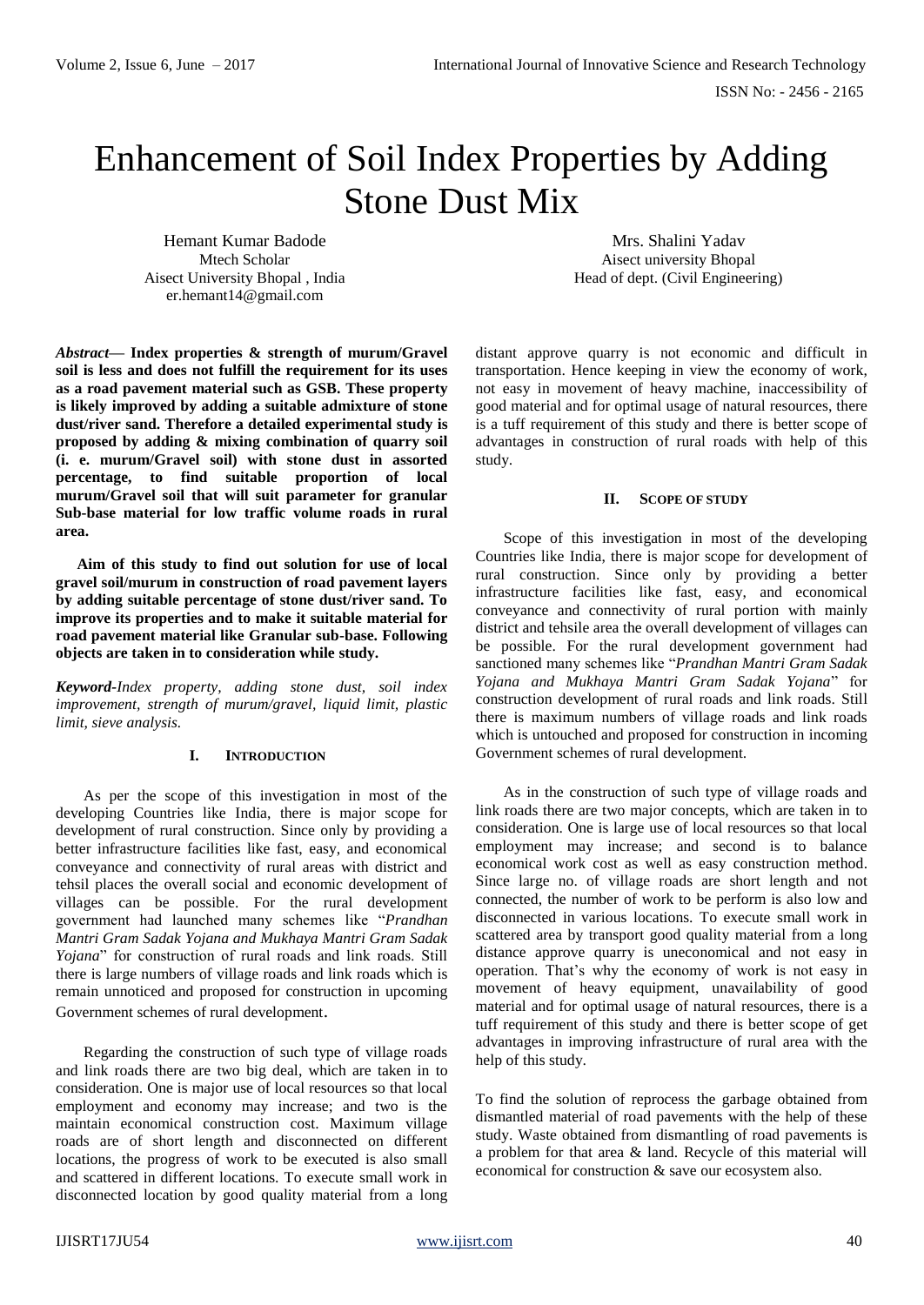# Enhancement of Soil Index Properties by Adding Stone Dust Mix

Hemant Kumar Badode
Mtech Scholar
Aisect University Bhopal , India
er.hemant14@gmail.com

Mrs. Shalini Yadav
Aisect university Bhopal
Head of dept. (Civil Engineering)

***Abstract*— Index properties & strength of murum/Gravel soil is less and does not fulfill the requirement for its uses as a road pavement material such as GSB. These property is likely improved by adding a suitable admixture of stone dust/river sand. Therefore a detailed experimental study is proposed by adding & mixing combination of quarry soil (i. e. murum/Gravel soil) with stone dust in assorted percentage, to find suitable proportion of local murum/Gravel soil that will suit parameter for granular Sub-base material for low traffic volume roads in rural area.**

**Aim of this study to find out solution for use of local gravel soil/murum in construction of road pavement layers by adding suitable percentage of stone dust/river sand. To improve its properties and to make it suitable material for road pavement material like Granular sub-base. Following objects are taken in to consideration while study.**

***Keyword***-*Index property, adding stone dust, soil index improvement, strength of murum/gravel, liquid limit, plastic limit, sieve analysis.*

## I. Introduction

As per the scope of this investigation in most of the developing Countries like India, there is major scope for development of rural construction. Since only by providing a better infrastructure facilities like fast, easy, and economical conveyance and connectivity of rural areas with district and tehsil places the overall social and economic development of villages can be possible. For the rural development government had launched many schemes like "*Prandhan Mantri Gram Sadak Yojana and Mukhaya Mantri Gram Sadak Yojana*" for construction of rural roads and link roads. Still there is large numbers of village roads and link roads which is remain unnoticed and proposed for construction in upcoming Government schemes of rural development.

Regarding the construction of such type of village roads and link roads there are two big deal, which are taken in to consideration. One is major use of local resources so that local employment and economy may increase; and two is the maintain economical construction cost. Maximum village roads are of short length and disconnected on different locations, the progress of work to be executed is also small and scattered in different locations. To execute small work in disconnected location by good quality material from a long distant approve quarry is not economic and difficult in transportation. Hence keeping in view the economy of work, not easy in movement of heavy machine, inaccessibility of good material and for optimal usage of natural resources, there is a tuff requirement of this study and there is better scope of advantages in construction of rural roads with help of this study.

## II. Scope of Study

Scope of this investigation in most of the developing Countries like India, there is major scope for development of rural construction. Since only by providing a better infrastructure facilities like fast, easy, and economical conveyance and connectivity of rural portion with mainly district and tehsile area the overall development of villages can be possible. For the rural development government had sanctioned many schemes like "*Prandhan Mantri Gram Sadak Yojana and Mukhaya Mantri Gram Sadak Yojana*" for construction development of rural roads and link roads. Still there is maximum numbers of village roads and link roads which is untouched and proposed for construction in incoming Government schemes of rural development.

As in the construction of such type of village roads and link roads there are two major concepts, which are taken in to consideration. One is large use of local resources so that local employment may increase; and second is to balance economical work cost as well as easy construction method. Since large no. of village roads are short length and not connected, the number of work to be perform is also low and disconnected in various locations. To execute small work in scattered area by transport good quality material from a long distance approve quarry is uneconomical and not easy in operation. That's why the economy of work is not easy in movement of heavy equipment, unavailability of good material and for optimal usage of natural resources, there is a tuff requirement of this study and there is better scope of get advantages in improving infrastructure of rural area with the help of this study.

To find the solution of reprocess the garbage obtained from dismantled material of road pavements with the help of these study. Waste obtained from dismantling of road pavements is a problem for that area & land. Recycle of this material will economical for construction & save our ecosystem also.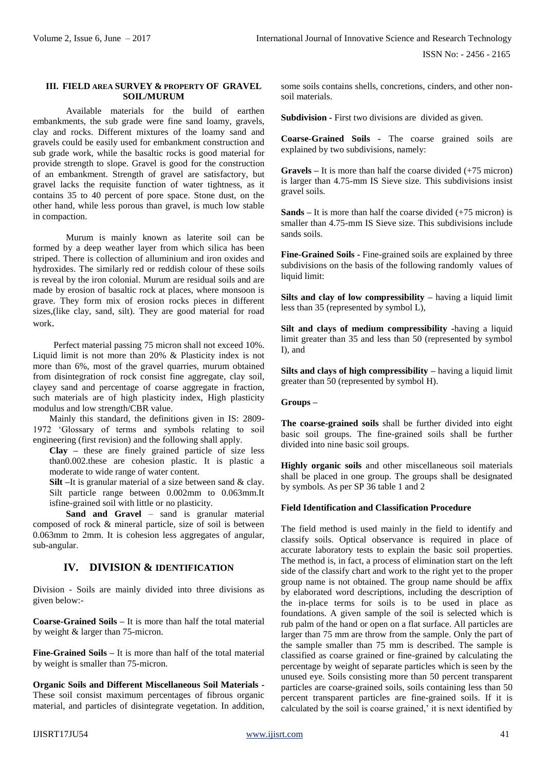### III. FIELD AREA SURVEY & PROPERTY OF GRAVEL SOIL/MURUM

Available materials for the build of earthen embankments, the sub grade were fine sand loamy, gravels, clay and rocks. Different mixtures of the loamy sand and gravels could be easily used for embankment construction and sub grade work, while the basaltic rocks is good material for provide strength to slope. Gravel is good for the construction of an embankment. Strength of gravel are satisfactory, but gravel lacks the requisite function of water tightness, as it contains 35 to 40 percent of pore space. Stone dust, on the other hand, while less porous than gravel, is much low stable in compaction.

Murum is mainly known as laterite soil can be formed by a deep weather layer from which silica has been striped. There is collection of alluminium and iron oxides and hydroxides. The similarly red or reddish colour of these soils is reveal by the iron colonial. Murum are residual soils and are made by erosion of basaltic rock at places, where monsoon is grave. They form mix of erosion rocks pieces in different sizes,(like clay, sand, silt). They are good material for road work.

Perfect material passing 75 micron shall not exceed 10%. Liquid limit is not more than 20% & Plasticity index is not more than 6%, most of the gravel quarries, murum obtained from disintegration of rock consist fine aggregate, clay soil, clayey sand and percentage of coarse aggregate in fraction, such materials are of high plasticity index, High plasticity modulus and low strength/CBR value.

Mainly this standard, the definitions given in IS: 2809-1972 'Glossary of terms and symbols relating to soil engineering (first revision) and the following shall apply.

**Clay –** these are finely grained particle of size less than0.002.these are cohesion plastic. It is plastic a moderate to wide range of water content.

**Silt –**It is granular material of a size between sand & clay. Silt particle range between 0.002mm to 0.063mm.It isfine-grained soil with little or no plasticity.

**Sand and Gravel** – sand is granular material composed of rock & mineral particle, size of soil is between 0.063mm to 2mm. It is cohesion less aggregates of angular, sub-angular.

## IV. DIVISION & IDENTIFICATION

Division - Soils are mainly divided into three divisions as given below:-

**Coarse-Grained Soils –** It is more than half the total material by weight & larger than 75-micron.

**Fine-Grained Soils –** It is more than half of the total material by weight is smaller than 75-micron.

**Organic Soils and Different Miscellaneous Soil Materials -** These soil consist maximum percentages of fibrous organic material, and particles of disintegrate vegetation. In addition, some soils contains shells, concretions, cinders, and other non-soil materials.

**Subdivision -** First two divisions are divided as given.

**Coarse-Grained Soils -** The coarse grained soils are explained by two subdivisions, namely:

**Gravels –** It is more than half the coarse divided (+75 micron) is larger than 4.75-mm IS Sieve size. This subdivisions insist gravel soils.

**Sands –** It is more than half the coarse divided (+75 micron) is smaller than 4.75-mm IS Sieve size. This subdivisions include sands soils.

**Fine-Grained Soils -** Fine-grained soils are explained by three subdivisions on the basis of the following randomly values of liquid limit:

**Silts and clay of low compressibility –** having a liquid limit less than 35 (represented by symbol L),

**Silt and clays of medium compressibility** -having a liquid limit greater than 35 and less than 50 (represented by symbol I), and

**Silts and clays of high compressibility –** having a liquid limit greater than 50 (represented by symbol H).

**Groups –**

**The coarse-grained soils** shall be further divided into eight basic soil groups. The fine-grained soils shall be further divided into nine basic soil groups.

**Highly organic soils** and other miscellaneous soil materials shall be placed in one group. The groups shall be designated by symbols. As per SP 36 table 1 and 2

**Field Identification and Classification Procedure**

The field method is used mainly in the field to identify and classify soils. Optical observance is required in place of accurate laboratory tests to explain the basic soil properties. The method is, in fact, a process of elimination start on the left side of the classify chart and work to the right yet to the proper group name is not obtained. The group name should be affix by elaborated word descriptions, including the description of the in-place terms for soils is to be used in place as foundations. A given sample of the soil is selected which is rub palm of the hand or open on a flat surface. All particles are larger than 75 mm are throw from the sample. Only the part of the sample smaller than 75 mm is described. The sample is classified as coarse grained or fine-grained by calculating the percentage by weight of separate particles which is seen by the unused eye. Soils consisting more than 50 percent transparent particles are coarse-grained soils, soils containing less than 50 percent transparent particles are fine-grained soils. If it is calculated by the soil is coarse grained,' it is next identified by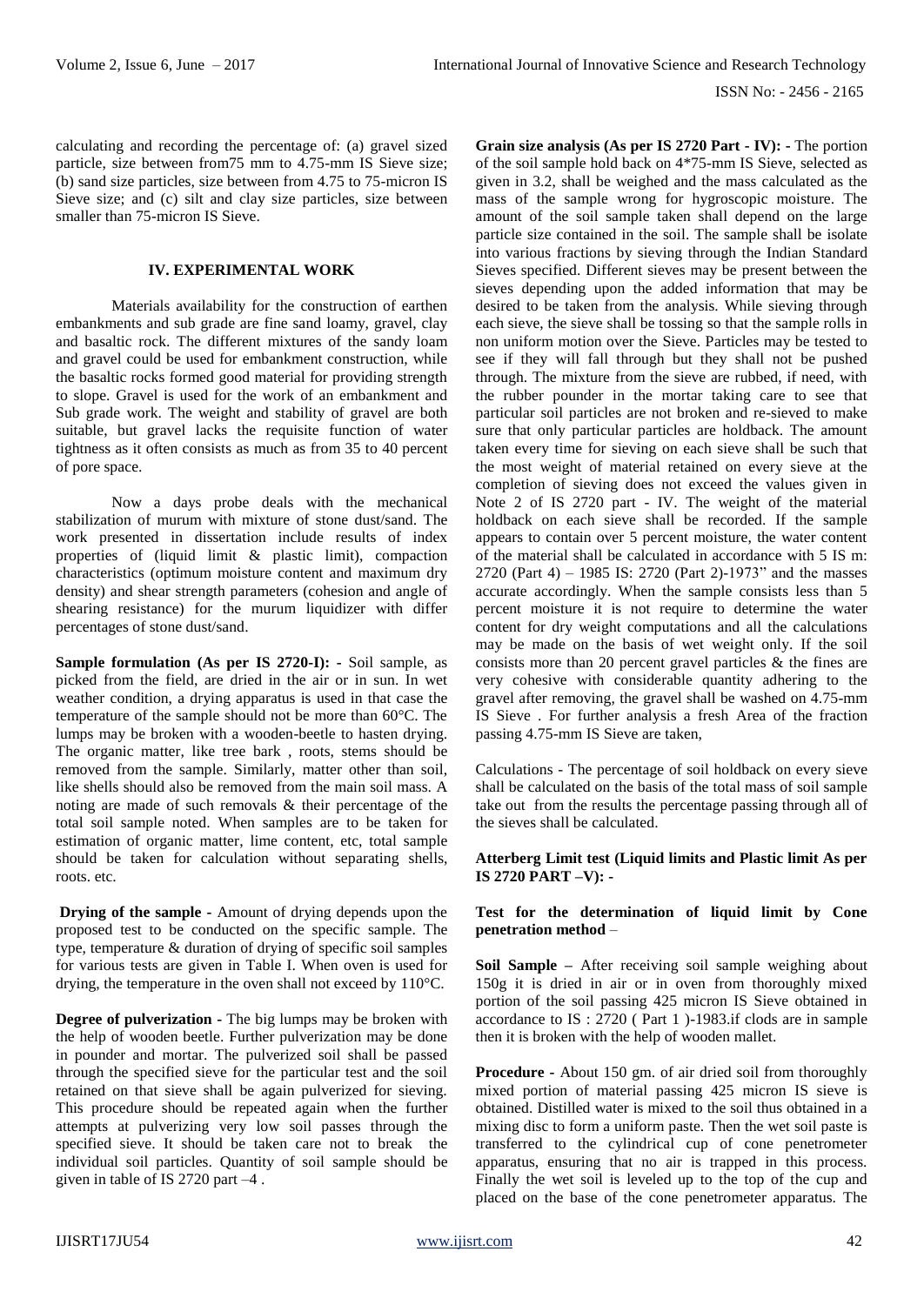calculating and recording the percentage of: (a) gravel sized particle, size between from75 mm to 4.75-mm IS Sieve size; (b) sand size particles, size between from 4.75 to 75-micron IS Sieve size; and (c) silt and clay size particles, size between smaller than 75-micron IS Sieve.

## IV. EXPERIMENTAL WORK

Materials availability for the construction of earthen embankments and sub grade are fine sand loamy, gravel, clay and basaltic rock. The different mixtures of the sandy loam and gravel could be used for embankment construction, while the basaltic rocks formed good material for providing strength to slope. Gravel is used for the work of an embankment and Sub grade work. The weight and stability of gravel are both suitable, but gravel lacks the requisite function of water tightness as it often consists as much as from 35 to 40 percent of pore space.

Now a days probe deals with the mechanical stabilization of murum with mixture of stone dust/sand. The work presented in dissertation include results of index properties of (liquid limit & plastic limit), compaction characteristics (optimum moisture content and maximum dry density) and shear strength parameters (cohesion and angle of shearing resistance) for the murum liquidizer with differ percentages of stone dust/sand.

**Sample formulation (As per IS 2720-I): -** Soil sample, as picked from the field, are dried in the air or in sun. In wet weather condition, a drying apparatus is used in that case the temperature of the sample should not be more than 60°C. The lumps may be broken with a wooden-beetle to hasten drying. The organic matter, like tree bark , roots, stems should be removed from the sample. Similarly, matter other than soil, like shells should also be removed from the main soil mass. A noting are made of such removals & their percentage of the total soil sample noted. When samples are to be taken for estimation of organic matter, lime content, etc, total sample should be taken for calculation without separating shells, roots. etc.

**Drying of the sample -** Amount of drying depends upon the proposed test to be conducted on the specific sample. The type, temperature & duration of drying of specific soil samples for various tests are given in Table I. When oven is used for drying, the temperature in the oven shall not exceed by 110°C.

**Degree of pulverization -** The big lumps may be broken with the help of wooden beetle. Further pulverization may be done in pounder and mortar. The pulverized soil shall be passed through the specified sieve for the particular test and the soil retained on that sieve shall be again pulverized for sieving. This procedure should be repeated again when the further attempts at pulverizing very low soil passes through the specified sieve. It should be taken care not to break the individual soil particles. Quantity of soil sample should be given in table of IS 2720 part –4 .

**Grain size analysis (As per IS 2720 Part - IV): -** The portion of the soil sample hold back on 4*75-mm IS Sieve, selected as given in 3.2, shall be weighed and the mass calculated as the mass of the sample wrong for hygroscopic moisture. The amount of the soil sample taken shall depend on the large particle size contained in the soil. The sample shall be isolate into various fractions by sieving through the Indian Standard Sieves specified. Different sieves may be present between the sieves depending upon the added information that may be desired to be taken from the analysis. While sieving through each sieve, the sieve shall be tossing so that the sample rolls in non uniform motion over the Sieve. Particles may be tested to see if they will fall through but they shall not be pushed through. The mixture from the sieve are rubbed, if need, with the rubber pounder in the mortar taking care to see that particular soil particles are not broken and re-sieved to make sure that only particular particles are holdback. The amount taken every time for sieving on each sieve shall be such that the most weight of material retained on every sieve at the completion of sieving does not exceed the values given in Note 2 of IS 2720 part - IV. The weight of the material holdback on each sieve shall be recorded. If the sample appears to contain over 5 percent moisture, the water content of the material shall be calculated in accordance with 5 IS m: 2720 (Part 4) – 1985 IS: 2720 (Part 2)-1973" and the masses accurate accordingly. When the sample consists less than 5 percent moisture it is not require to determine the water content for dry weight computations and all the calculations may be made on the basis of wet weight only. If the soil consists more than 20 percent gravel particles & the fines are very cohesive with considerable quantity adhering to the gravel after removing, the gravel shall be washed on 4.75-mm IS Sieve . For further analysis a fresh Area of the fraction passing 4.75-mm IS Sieve are taken,

Calculations - The percentage of soil holdback on every sieve shall be calculated on the basis of the total mass of soil sample take out from the results the percentage passing through all of the sieves shall be calculated.

**Atterberg Limit test (Liquid limits and Plastic limit As per IS 2720 PART –V): -**

**Test for the determination of liquid limit by Cone penetration method** –

**Soil Sample –** After receiving soil sample weighing about 150g it is dried in air or in oven from thoroughly mixed portion of the soil passing 425 micron IS Sieve obtained in accordance to IS : 2720 ( Part 1 )-1983.if clods are in sample then it is broken with the help of wooden mallet.

**Procedure -** About 150 gm. of air dried soil from thoroughly mixed portion of material passing 425 micron IS sieve is obtained. Distilled water is mixed to the soil thus obtained in a mixing disc to form a uniform paste. Then the wet soil paste is transferred to the cylindrical cup of cone penetrometer apparatus, ensuring that no air is trapped in this process. Finally the wet soil is leveled up to the top of the cup and placed on the base of the cone penetrometer apparatus. The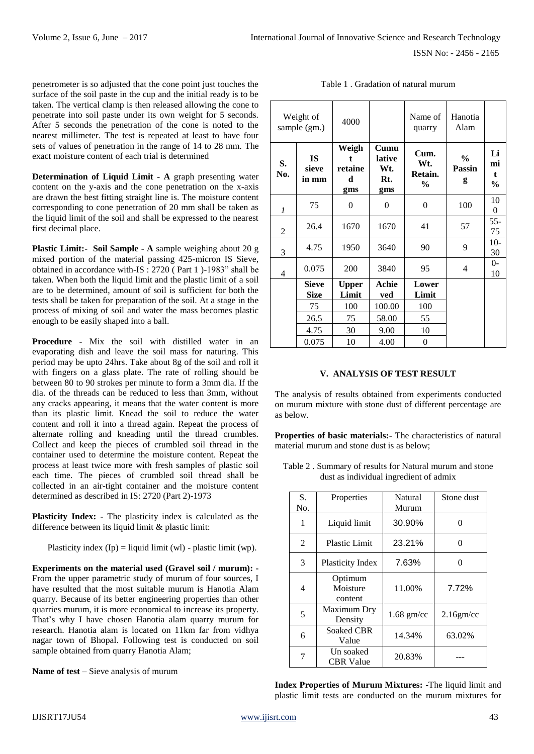penetrometer is so adjusted that the cone point just touches the surface of the soil paste in the cup and the initial ready is to be taken. The vertical clamp is then released allowing the cone to penetrate into soil paste under its own weight for 5 seconds. After 5 seconds the penetration of the cone is noted to the nearest millimeter. The test is repeated at least to have four sets of values of penetration in the range of 14 to 28 mm. The exact moisture content of each trial is determined

**Determination of Liquid Limit - A** graph presenting water content on the y-axis and the cone penetration on the x-axis are drawn the best fitting straight line is. The moisture content corresponding to cone penetration of 20 mm shall be taken as the liquid limit of the soil and shall be expressed to the nearest first decimal place.

**Plastic Limit:- Soil Sample - A** sample weighing about 20 g mixed portion of the material passing 425-micron IS Sieve, obtained in accordance with-IS : 2720 ( Part 1 )-1983" shall be taken. When both the liquid limit and the plastic limit of a soil are to be determined, amount of soil is sufficient for both the tests shall be taken for preparation of the soil. At a stage in the process of mixing of soil and water the mass becomes plastic enough to be easily shaped into a ball.

**Procedure -** Mix the soil with distilled water in an evaporating dish and leave the soil mass for naturing. This period may be upto 24hrs. Take about 8g of the soil and roll it with fingers on a glass plate. The rate of rolling should be between 80 to 90 strokes per minute to form a 3mm dia. If the dia. of the threads can be reduced to less than 3mm, without any cracks appearing, it means that the water content is more than its plastic limit. Knead the soil to reduce the water content and roll it into a thread again. Repeat the process of alternate rolling and kneading until the thread crumbles. Collect and keep the pieces of crumbled soil thread in the container used to determine the moisture content. Repeat the process at least twice more with fresh samples of plastic soil each time. The pieces of crumbled soil thread shall be collected in an air-tight container and the moisture content determined as described in IS: 2720 (Part 2)-1973

**Plasticity Index: -** The plasticity index is calculated as the difference between its liquid limit & plastic limit:

Plasticity index (Ip) = liquid limit (wl) - plastic limit (wp).

**Experiments on the material used (Gravel soil / murum): -** From the upper parametric study of murum of four sources, I have resulted that the most suitable murum is Hanotia Alam quarry. Because of its better engineering properties than other quarries murum, it is more economical to increase its property. That's why I have chosen Hanotia alam quarry murum for research. Hanotia alam is located on 11km far from vidhya nagar town of Bhopal. Following test is conducted on soil sample obtained from quarry Hanotia Alam;

**Name of test** – Sieve analysis of murum

Table 1 . Gradation of natural murum

| Weight of sample (gm.) | | 4000 | | Name of quarry | Hanotia Alam | |
|---|---|---|---|---|---|---|
| **S. No.** | **IS sieve in mm** | **Weight retained gms** | **Cumulative Wt. Rt. gms** | **Cum. Wt. Retain. %** | **% Passing** | **Limit %** |
| 1 | 75 | 0 | 0 | 0 | 100 | 100 |
| 2 | 26.4 | 1670 | 1670 | 41 | 57 | 55-75 |
| 3 | 4.75 | 1950 | 3640 | 90 | 9 | 10-30 |
| 4 | 0.075 | 200 | 3840 | 95 | 4 | 0-10 |
| | **Sieve Size** | **Upper Limit** | **Achieved** | **Lower Limit** | | |
| | 75 | 100 | 100.00 | 100 | | |
| | 26.5 | 75 | 58.00 | 55 | | |
| | 4.75 | 30 | 9.00 | 10 | | |
| | 0.075 | 10 | 4.00 | 0 | | |

## V. ANALYSIS OF TEST RESULT

The analysis of results obtained from experiments conducted on murum mixture with stone dust of different percentage are as below.

**Properties of basic materials:-** The characteristics of natural material murum and stone dust is as below;

Table 2 . Summary of results for Natural murum and stone dust as individual ingredient of admix

| S. No. | Properties | Natural Murum | Stone dust |
|---|---|---|---|
| 1 | Liquid limit | 30.90% | 0 |
| 2 | Plastic Limit | 23.21% | 0 |
| 3 | Plasticity Index | 7.63% | 0 |
| 4 | Optimum Moisture content | 11.00% | 7.72% |
| 5 | Maximum Dry Density | 1.68 gm/cc | 2.16gm/cc |
| 6 | Soaked CBR Value | 14.34% | 63.02% |
| 7 | Un soaked CBR Value | 20.83% | --- |

**Index Properties of Murum Mixtures: -**The liquid limit and plastic limit tests are conducted on the murum mixtures for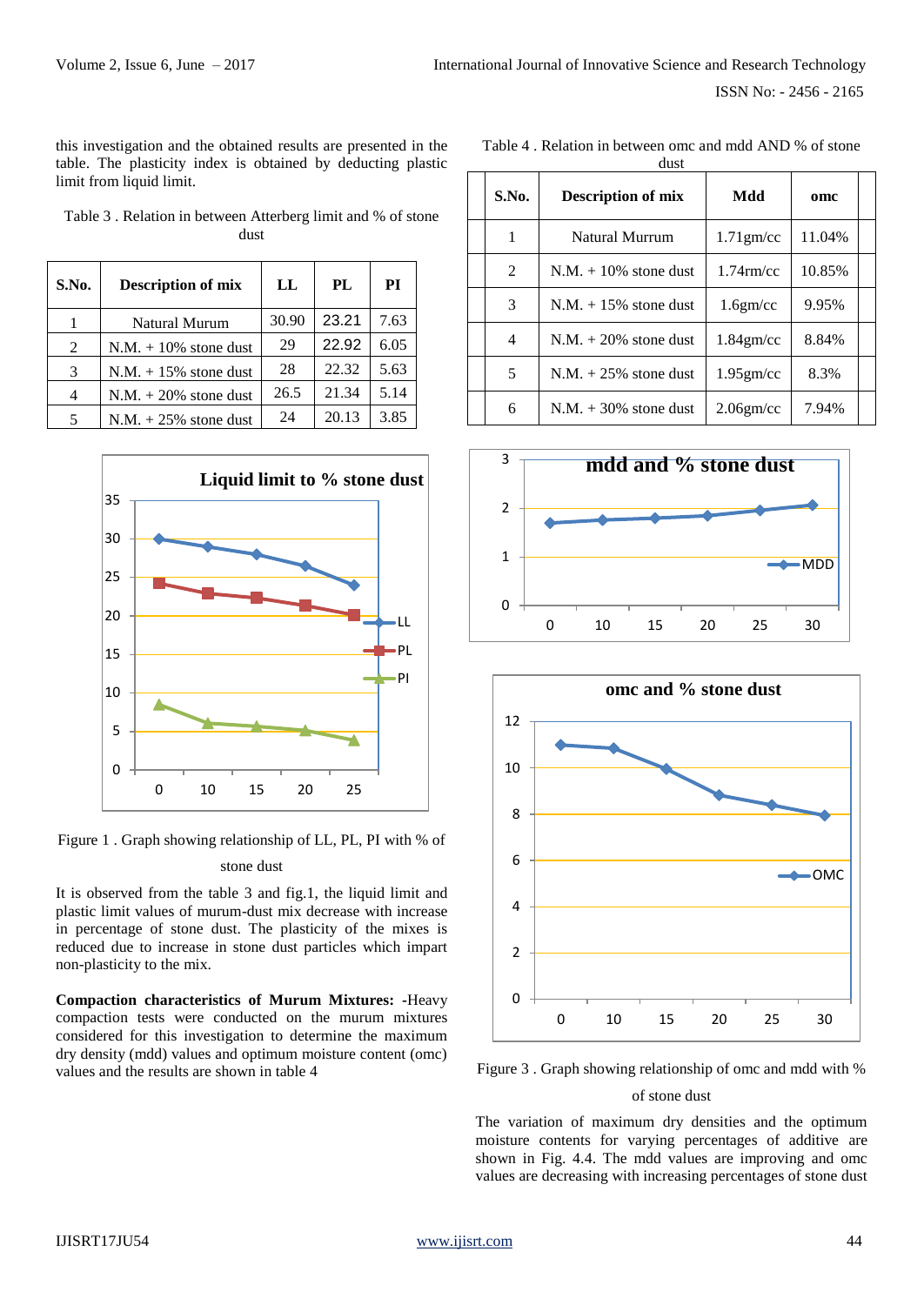this investigation and the obtained results are presented in the table. The plasticity index is obtained by deducting plastic limit from liquid limit.

Table 3 . Relation in between Atterberg limit and % of stone dust

| S.No. | Description of mix | LL | PL | PI |
|---|---|---|---|---|
| 1 | Natural Murum | 30.90 | 23.21 | 7.63 |
| 2 | N.M. + 10% stone dust | 29 | 22.92 | 6.05 |
| 3 | N.M. + 15% stone dust | 28 | 22.32 | 5.63 |
| 4 | N.M. + 20% stone dust | 26.5 | 21.34 | 5.14 |
| 5 | N.M. + 25% stone dust | 24 | 20.13 | 3.85 |

Figure 1 . Graph showing relationship of LL, PL, PI with % of stone dust

It is observed from the table 3 and fig.1, the liquid limit and plastic limit values of murum-dust mix decrease with increase in percentage of stone dust. The plasticity of the mixes is reduced due to increase in stone dust particles which impart non-plasticity to the mix.

**Compaction characteristics of Murum Mixtures:** -Heavy compaction tests were conducted on the murum mixtures considered for this investigation to determine the maximum dry density (mdd) values and optimum moisture content (omc) values and the results are shown in table 4

Table 4 . Relation in between omc and mdd AND % of stone dust

| S.No. | Description of mix | Mdd | omc |
|---|---|---|---|
| 1 | Natural Murrum | 1.71gm/cc | 11.04% |
| 2 | N.M. + 10% stone dust | 1.74rm/cc | 10.85% |
| 3 | N.M. + 15% stone dust | 1.6gm/cc | 9.95% |
| 4 | N.M. + 20% stone dust | 1.84gm/cc | 8.84% |
| 5 | N.M. + 25% stone dust | 1.95gm/cc | 8.3% |
| 6 | N.M. + 30% stone dust | 2.06gm/cc | 7.94% |

Figure 3 . Graph showing relationship of omc and mdd with % of stone dust

The variation of maximum dry densities and the optimum moisture contents for varying percentages of additive are shown in Fig. 4.4. The mdd values are improving and omc values are decreasing with increasing percentages of stone dust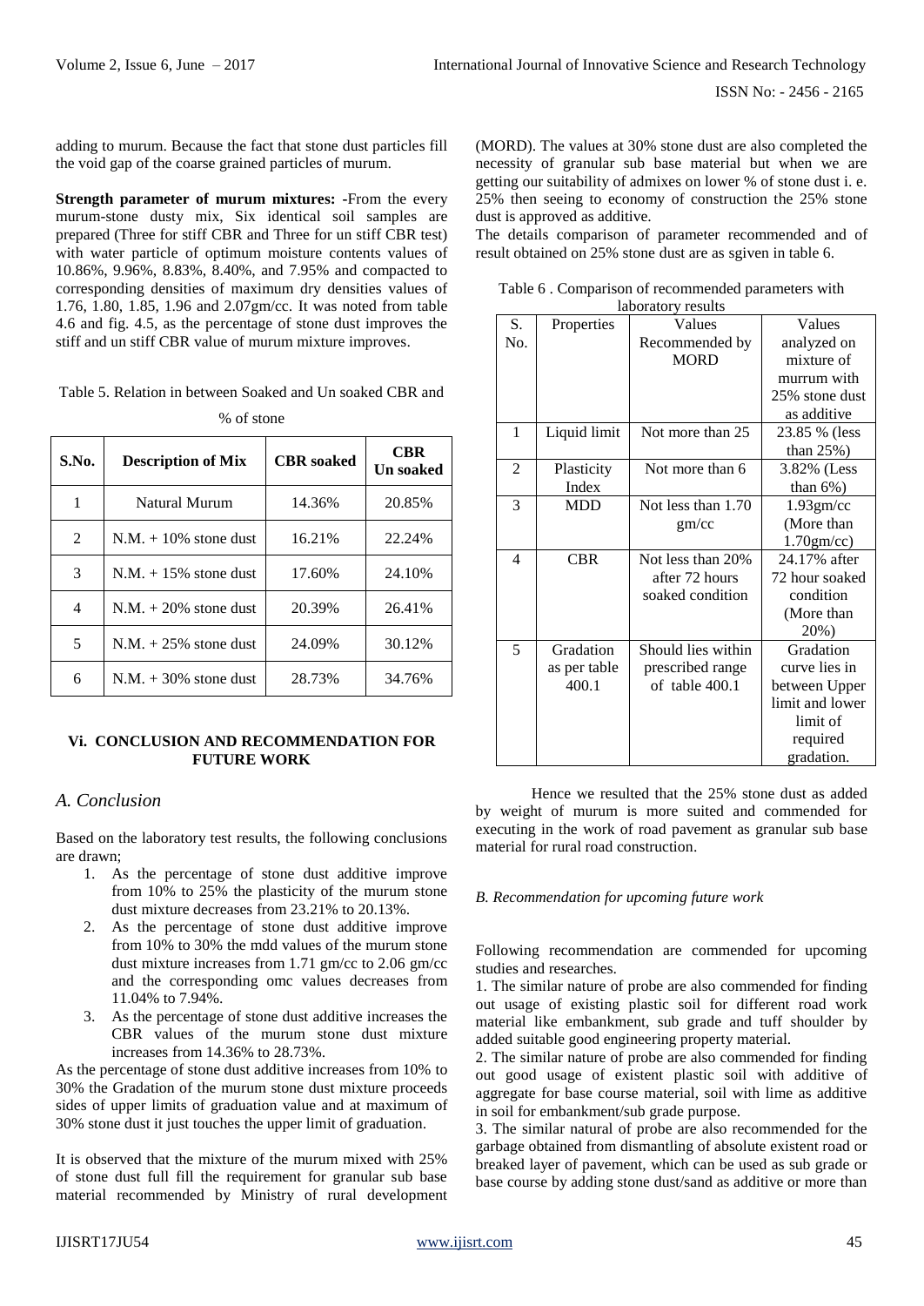adding to murum. Because the fact that stone dust particles fill the void gap of the coarse grained particles of murum.

**Strength parameter of murum mixtures: -**From the every murum-stone dusty mix, Six identical soil samples are prepared (Three for stiff CBR and Three for un stiff CBR test) with water particle of optimum moisture contents values of 10.86%, 9.96%, 8.83%, 8.40%, and 7.95% and compacted to corresponding densities of maximum dry densities values of 1.76, 1.80, 1.85, 1.96 and 2.07gm/cc. It was noted from table 4.6 and fig. 4.5, as the percentage of stone dust improves the stiff and un stiff CBR value of murum mixture improves.

Table 5. Relation in between Soaked and Un soaked CBR and % of stone

| S.No. | Description of Mix | CBR soaked | CBR Un soaked |
|---|---|---|---|
| 1 | Natural Murum | 14.36% | 20.85% |
| 2 | N.M. + 10% stone dust | 16.21% | 22.24% |
| 3 | N.M. + 15% stone dust | 17.60% | 24.10% |
| 4 | N.M. + 20% stone dust | 20.39% | 26.41% |
| 5 | N.M. + 25% stone dust | 24.09% | 30.12% |
| 6 | N.M. + 30% stone dust | 28.73% | 34.76% |

## Vi. CONCLUSION AND RECOMMENDATION FOR FUTURE WORK

### *A. Conclusion*

Based on the laboratory test results, the following conclusions are drawn;

1. As the percentage of stone dust additive improve from 10% to 25% the plasticity of the murum stone dust mixture decreases from 23.21% to 20.13%.
2. As the percentage of stone dust additive improve from 10% to 30% the mdd values of the murum stone dust mixture increases from 1.71 gm/cc to 2.06 gm/cc and the corresponding omc values decreases from 11.04% to 7.94%.
3. As the percentage of stone dust additive increases the CBR values of the murum stone dust mixture increases from 14.36% to 28.73%.

As the percentage of stone dust additive increases from 10% to 30% the Gradation of the murum stone dust mixture proceeds sides of upper limits of graduation value and at maximum of 30% stone dust it just touches the upper limit of graduation.

It is observed that the mixture of the murum mixed with 25% of stone dust full fill the requirement for granular sub base material recommended by Ministry of rural development (MORD). The values at 30% stone dust are also completed the necessity of granular sub base material but when we are getting our suitability of admixes on lower % of stone dust i. e. 25% then seeing to economy of construction the 25% stone dust is approved as additive.

The details comparison of parameter recommended and of result obtained on 25% stone dust are as sgiven in table 6.

Table 6 . Comparison of recommended parameters with laboratory results

| S. No. | Properties | Values Recommended by MORD | Values analyzed on mixture of murrum with 25% stone dust as additive |
|---|---|---|---|
| 1 | Liquid limit | Not more than 25 | 23.85 % (less than 25%) |
| 2 | Plasticity Index | Not more than 6 | 3.82% (Less than 6%) |
| 3 | MDD | Not less than 1.70 gm/cc | 1.93gm/cc (More than 1.70gm/cc) |
| 4 | CBR | Not less than 20% after 72 hours soaked condition | 24.17% after 72 hour soaked condition (More than 20%) |
| 5 | Gradation as per table 400.1 | Should lies within prescribed range of table 400.1 | Gradation curve lies in between Upper limit and lower limit of required gradation. |

Hence we resulted that the 25% stone dust as added by weight of murum is more suited and commended for executing in the work of road pavement as granular sub base material for rural road construction.

### *B. Recommendation for upcoming future work*

Following recommendation are commended for upcoming studies and researches.

1. The similar nature of probe are also commended for finding out usage of existing plastic soil for different road work material like embankment, sub grade and tuff shoulder by added suitable good engineering property material.

2. The similar nature of probe are also commended for finding out good usage of existent plastic soil with additive of aggregate for base course material, soil with lime as additive in soil for embankment/sub grade purpose.

3. The similar natural of probe are also recommended for the garbage obtained from dismantling of absolute existent road or breaked layer of pavement, which can be used as sub grade or base course by adding stone dust/sand as additive or more than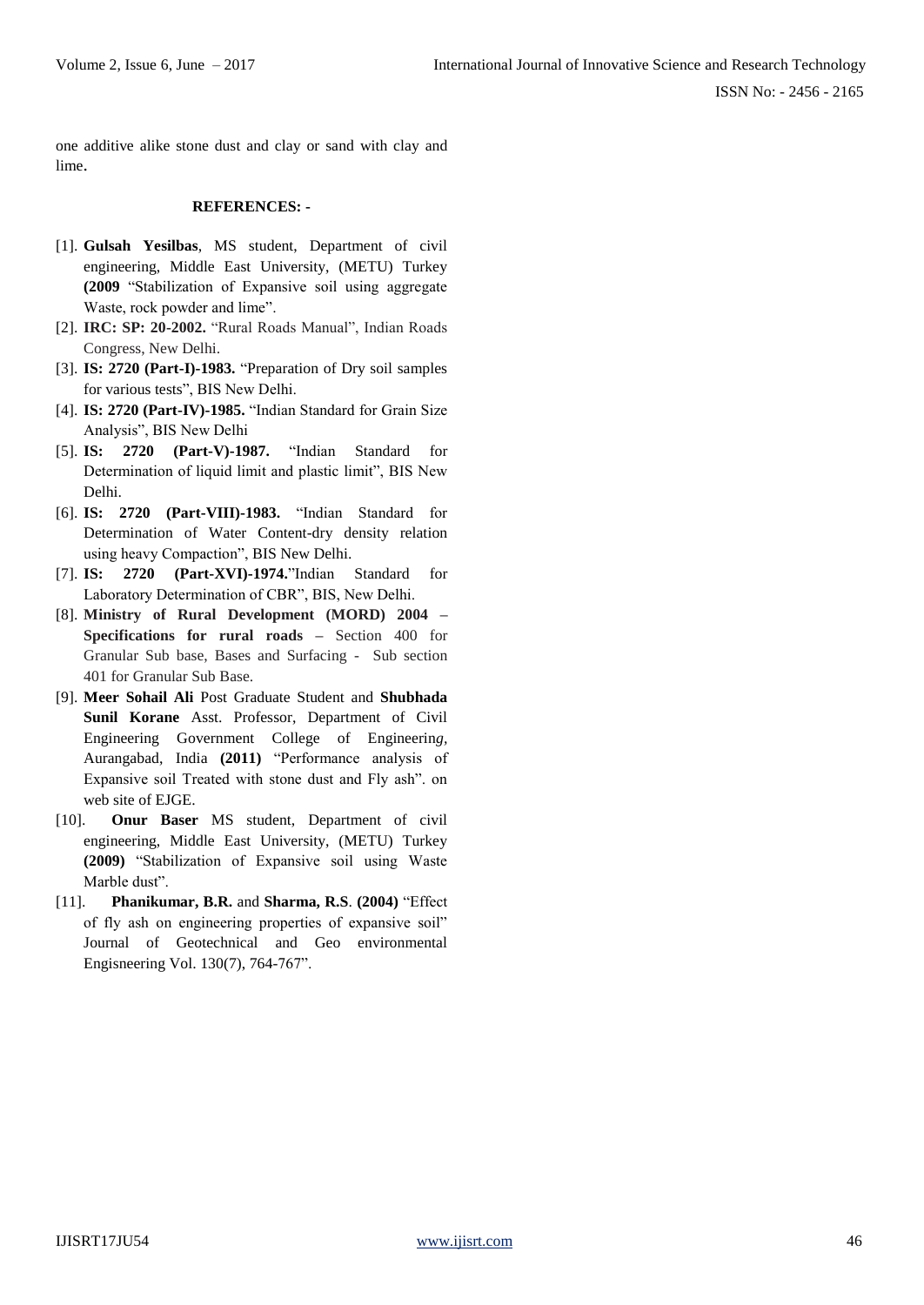one additive alike stone dust and clay or sand with clay and lime.

**REFERENCES: -**

[1]. **Gulsah Yesilbas**, MS student, Department of civil engineering, Middle East University, (METU) Turkey **(2009** "Stabilization of Expansive soil using aggregate Waste, rock powder and lime".

[2]. **IRC: SP: 20-2002.** "Rural Roads Manual", Indian Roads Congress, New Delhi.

[3]. **IS: 2720 (Part-I)-1983.** "Preparation of Dry soil samples for various tests", BIS New Delhi.

[4]. **IS: 2720 (Part-IV)-1985.** "Indian Standard for Grain Size Analysis", BIS New Delhi

[5]. **IS: 2720 (Part-V)-1987.** "Indian Standard for Determination of liquid limit and plastic limit", BIS New Delhi.

[6]. **IS: 2720 (Part-VIII)-1983.** "Indian Standard for Determination of Water Content-dry density relation using heavy Compaction", BIS New Delhi.

[7]. **IS: 2720 (Part-XVI)-1974.**"Indian Standard for Laboratory Determination of CBR", BIS, New Delhi.

[8]. **Ministry of Rural Development (MORD) 2004 – Specifications for rural roads –** Section 400 for Granular Sub base, Bases and Surfacing - Sub section 401 for Granular Sub Base.

[9]. **Meer Sohail Ali** Post Graduate Student and **Shubhada Sunil Korane** Asst. Professor, Department of Civil Engineering Government College of Engineering, Aurangabad, India **(2011)** "Performance analysis of Expansive soil Treated with stone dust and Fly ash". on web site of EJGE.

[10]. **Onur Baser** MS student, Department of civil engineering, Middle East University, (METU) Turkey **(2009)** "Stabilization of Expansive soil using Waste Marble dust".

[11]. **Phanikumar, B.R.** and **Sharma, R.S**. **(2004)** "Effect of fly ash on engineering properties of expansive soil" Journal of Geotechnical and Geo environmental Engisneering Vol. 130(7), 764-767".